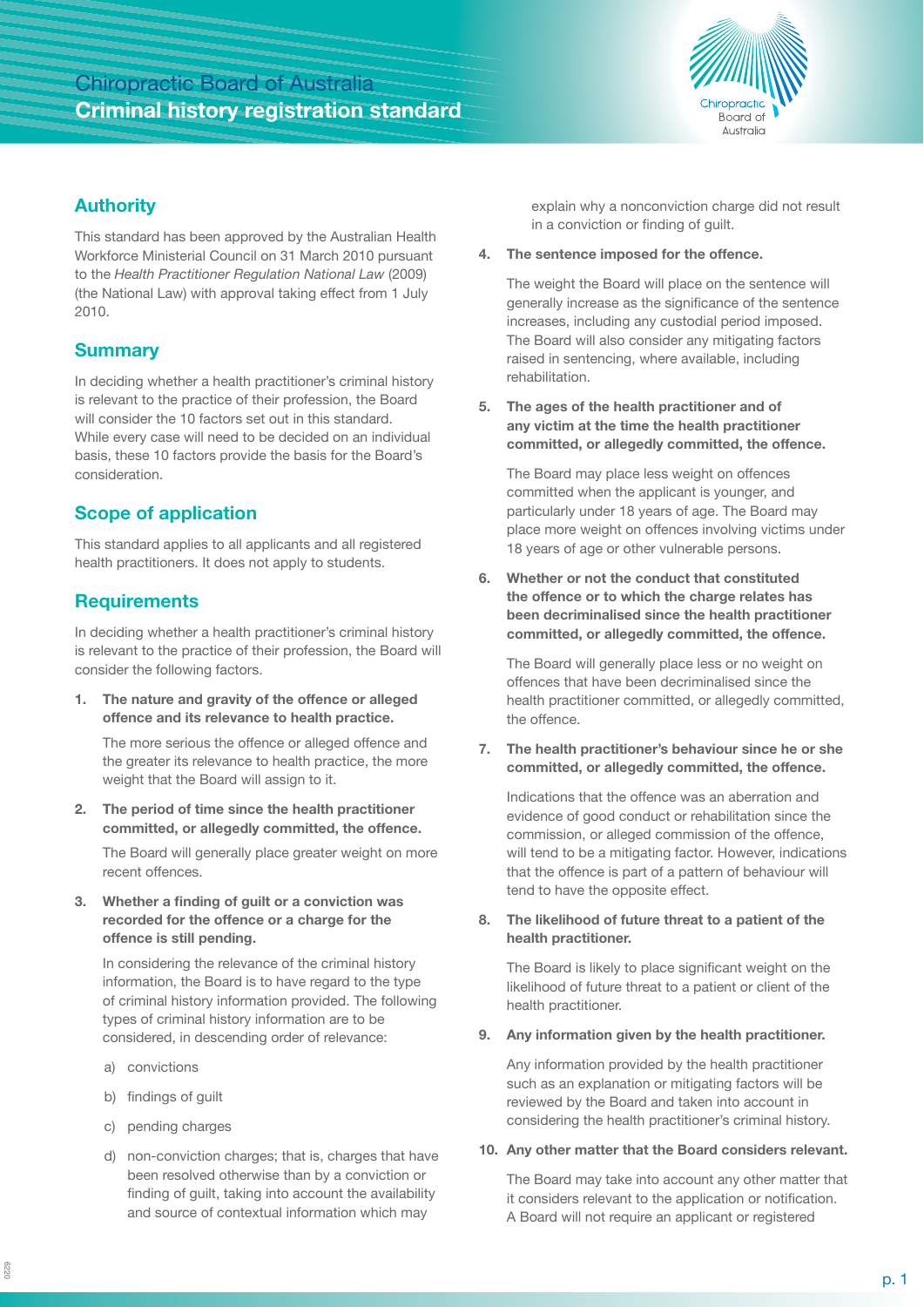# Chiropractic Board of Australia

# Criminal history registration standard

## Authority

This standard has been approved by the Australian Health Workforce Ministerial Council on 31 March 2010 pursuant to the *Health Practitioner Regulation National Law* (2009) (the National Law) with approval taking effect from 1 July 2010.

## Summary

In deciding whether a health practitioner's criminal history is relevant to the practice of their profession, the Board will consider the 10 factors set out in this standard. While every case will need to be decided on an individual basis, these 10 factors provide the basis for the Board's consideration.

## Scope of application

This standard applies to all applicants and all registered health practitioners. It does not apply to students.

## Requirements

In deciding whether a health practitioner's criminal history is relevant to the practice of their profession, the Board will consider the following factors.

1. **The nature and gravity of the offence or alleged offence and its relevance to health practice.**

   The more serious the offence or alleged offence and the greater its relevance to health practice, the more weight that the Board will assign to it.

2. **The period of time since the health practitioner committed, or allegedly committed, the offence.**

   The Board will generally place greater weight on more recent offences.

3. **Whether a finding of guilt or a conviction was recorded for the offence or a charge for the offence is still pending.**

   In considering the relevance of the criminal history information, the Board is to have regard to the type of criminal history information provided. The following types of criminal history information are to be considered, in descending order of relevance:

   a) convictions

   b) findings of guilt

   c) pending charges

   d) non-conviction charges; that is, charges that have been resolved otherwise than by a conviction or finding of guilt, taking into account the availability and source of contextual information which may explain why a nonconviction charge did not result in a conviction or finding of guilt.

4. **The sentence imposed for the offence.**

   The weight the Board will place on the sentence will generally increase as the significance of the sentence increases, including any custodial period imposed. The Board will also consider any mitigating factors raised in sentencing, where available, including rehabilitation.

5. **The ages of the health practitioner and of any victim at the time the health practitioner committed, or allegedly committed, the offence.**

   The Board may place less weight on offences committed when the applicant is younger, and particularly under 18 years of age. The Board may place more weight on offences involving victims under 18 years of age or other vulnerable persons.

6. **Whether or not the conduct that constituted the offence or to which the charge relates has been decriminalised since the health practitioner committed, or allegedly committed, the offence.**

   The Board will generally place less or no weight on offences that have been decriminalised since the health practitioner committed, or allegedly committed, the offence.

7. **The health practitioner's behaviour since he or she committed, or allegedly committed, the offence.**

   Indications that the offence was an aberration and evidence of good conduct or rehabilitation since the commission, or alleged commission of the offence, will tend to be a mitigating factor. However, indications that the offence is part of a pattern of behaviour will tend to have the opposite effect.

8. **The likelihood of future threat to a patient of the health practitioner.**

   The Board is likely to place significant weight on the likelihood of future threat to a patient or client of the health practitioner.

9. **Any information given by the health practitioner.**

   Any information provided by the health practitioner such as an explanation or mitigating factors will be reviewed by the Board and taken into account in considering the health practitioner's criminal history.

10. **Any other matter that the Board considers relevant.**

    The Board may take into account any other matter that it considers relevant to the application or notification. A Board will not require an applicant or registered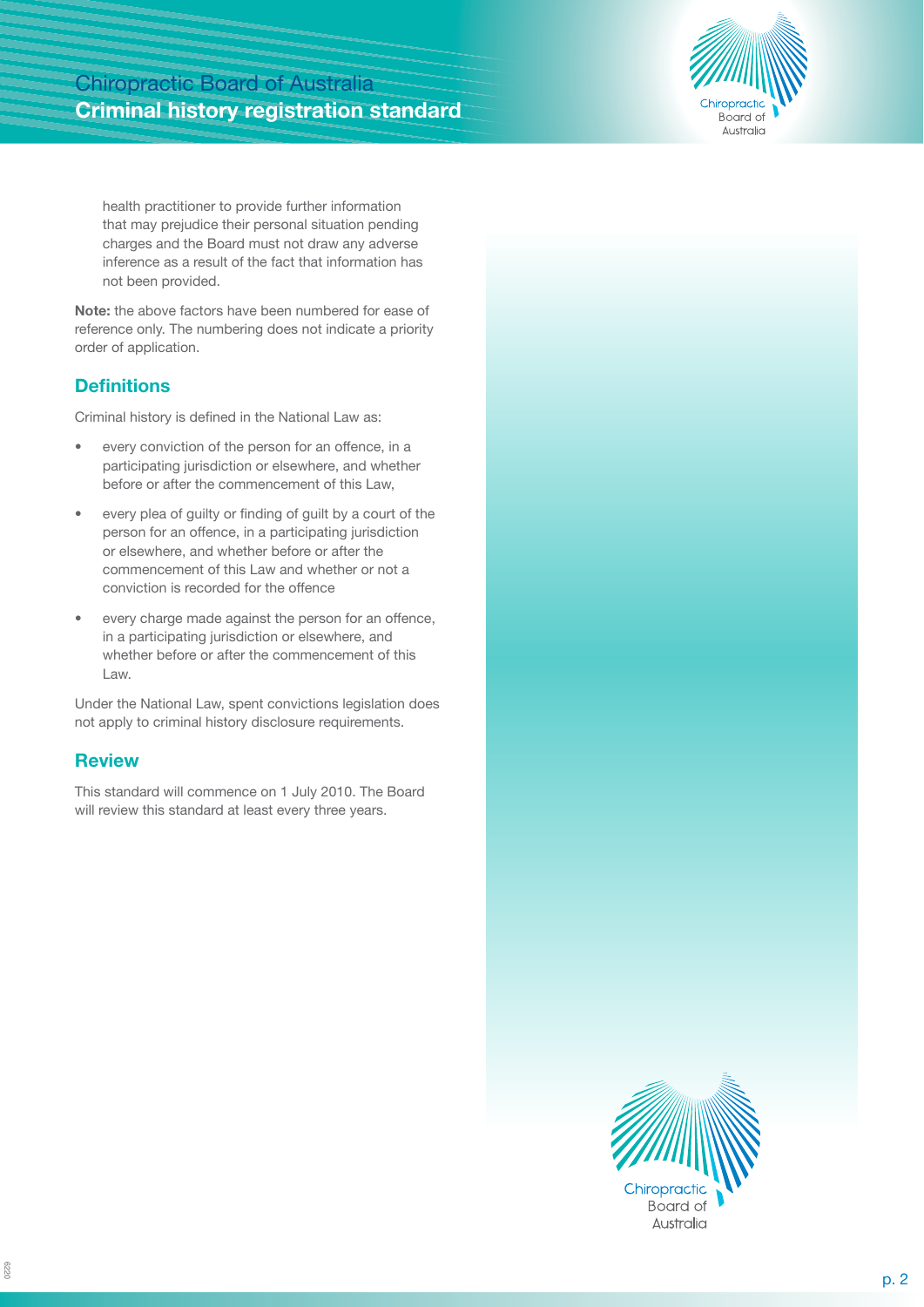health practitioner to provide further information that may prejudice their personal situation pending charges and the Board must not draw any adverse inference as a result of the fact that information has not been provided.

**Note:** the above factors have been numbered for ease of reference only. The numbering does not indicate a priority order of application.

## Definitions

Criminal history is defined in the National Law as:

- every conviction of the person for an offence, in a participating jurisdiction or elsewhere, and whether before or after the commencement of this Law,
- every plea of guilty or finding of guilt by a court of the person for an offence, in a participating jurisdiction or elsewhere, and whether before or after the commencement of this Law and whether or not a conviction is recorded for the offence
- every charge made against the person for an offence, in a participating jurisdiction or elsewhere, and whether before or after the commencement of this Law.

Under the National Law, spent convictions legislation does not apply to criminal history disclosure requirements.

## Review

This standard will commence on 1 July 2010. The Board will review this standard at least every three years.